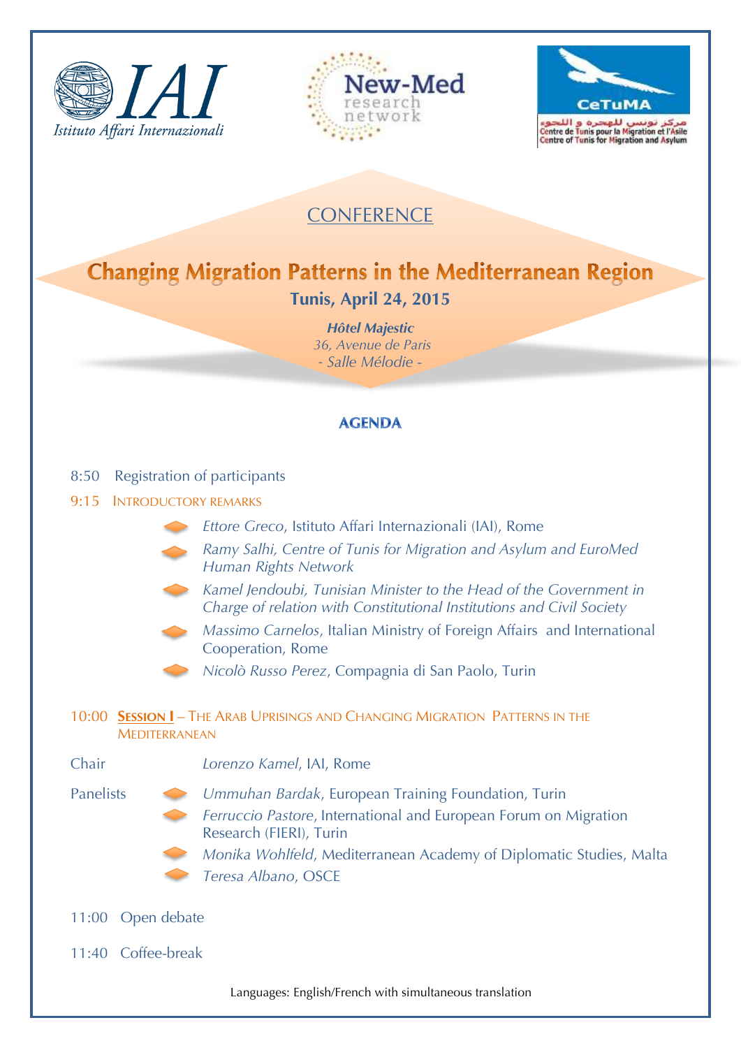IAI Istituto Affari Internazionali

New-Med research network

CeTuMA
مركز تونس للهجرة و اللجوء
Centre de Tunis pour la Migration et l'Asile
Centre of Tunis for Migration and Asylum

CONFERENCE

# Changing Migration Patterns in the Mediterranean Region

**Tunis, April 24, 2015**

***Hôtel Majestic***
*36, Avenue de Paris*
*- Salle Mélodie -*

## AGENDA

8:50 Registration of participants

9:15 INTRODUCTORY REMARKS

- *Ettore Greco*, Istituto Affari Internazionali (IAI), Rome
- *Ramy Salhi, Centre of Tunis for Migration and Asylum and EuroMed Human Rights Network*
- *Kamel Jendoubi, Tunisian Minister to the Head of the Government in Charge of relation with Constitutional Institutions and Civil Society*
- *Massimo Carnelos*, Italian Ministry of Foreign Affairs and International Cooperation, Rome
- *Nicolò Russo Perez*, Compagnia di San Paolo, Turin

10:00 **SESSION I** – THE ARAB UPRISINGS AND CHANGING MIGRATION PATTERNS IN THE MEDITERRANEAN

Chair *Lorenzo Kamel*, IAI, Rome

Panelists

- *Ummuhan Bardak*, European Training Foundation, Turin
- *Ferruccio Pastore*, International and European Forum on Migration Research (FIERI), Turin
- *Monika Wohlfeld*, Mediterranean Academy of Diplomatic Studies, Malta
- *Teresa Albano*, OSCE

11:00 Open debate

11:40 Coffee-break

Languages: English/French with simultaneous translation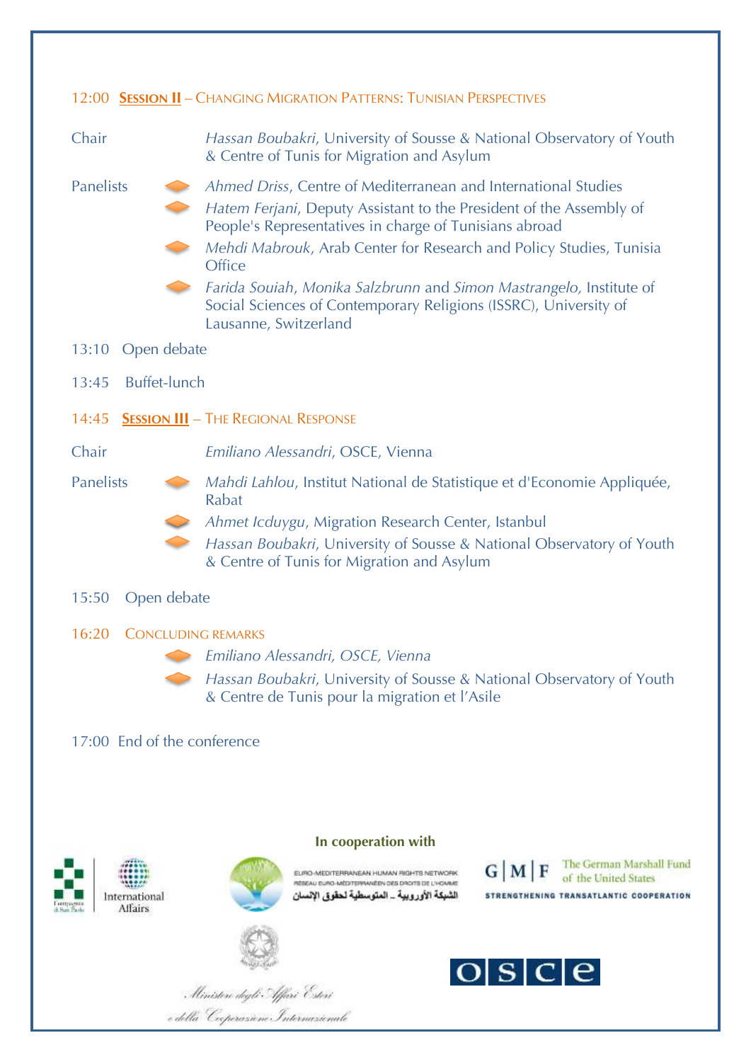12:00 **Session II** – Changing Migration Patterns: Tunisian Perspectives

Chair: *Hassan Boubakri*, University of Sousse & National Observatory of Youth & Centre of Tunis for Migration and Asylum

Panelists:
- *Ahmed Driss*, Centre of Mediterranean and International Studies
- *Hatem Ferjani*, Deputy Assistant to the President of the Assembly of People's Representatives in charge of Tunisians abroad
- *Mehdi Mabrouk*, Arab Center for Research and Policy Studies, Tunisia Office
- *Farida Souiah*, *Monika Salzbrunn* and *Simon Mastrangelo,* Institute of Social Sciences of Contemporary Religions (ISSRC), University of Lausanne, Switzerland

13:10 Open debate

13:45 Buffet-lunch

14:45 **Session III** – The Regional Response

Chair: *Emiliano Alessandri*, OSCE, Vienna

Panelists:
- *Mahdi Lahlou*, Institut National de Statistique et d'Economie Appliquée, Rabat
- *Ahmet Icduygu*, Migration Research Center, Istanbul
- *Hassan Boubakri*, University of Sousse & National Observatory of Youth & Centre of Tunis for Migration and Asylum

15:50 Open debate

16:20 Concluding remarks
- *Emiliano Alessandri, OSCE, Vienna*
- *Hassan Boubakri*, University of Sousse & National Observatory of Youth & Centre de Tunis pour la migration et l'Asile

17:00 End of the conference

Compagnia di San Paolo | International Affairs

**In cooperation with**

EURO-MEDITERRANEAN HUMAN RIGHTS NETWORK
RÉSEAU EURO-MÉDITERRANÉEN DES DROITS DE L'HOMME
الشبكة الأوروبية ـ المتوسطية لحقوق الإنسان

G | M | F The German Marshall Fund of the United States
STRENGTHENING TRANSATLANTIC COOPERATION

Ministero degli Affari Esteri e della Cooperazione Internazionale

OSCE